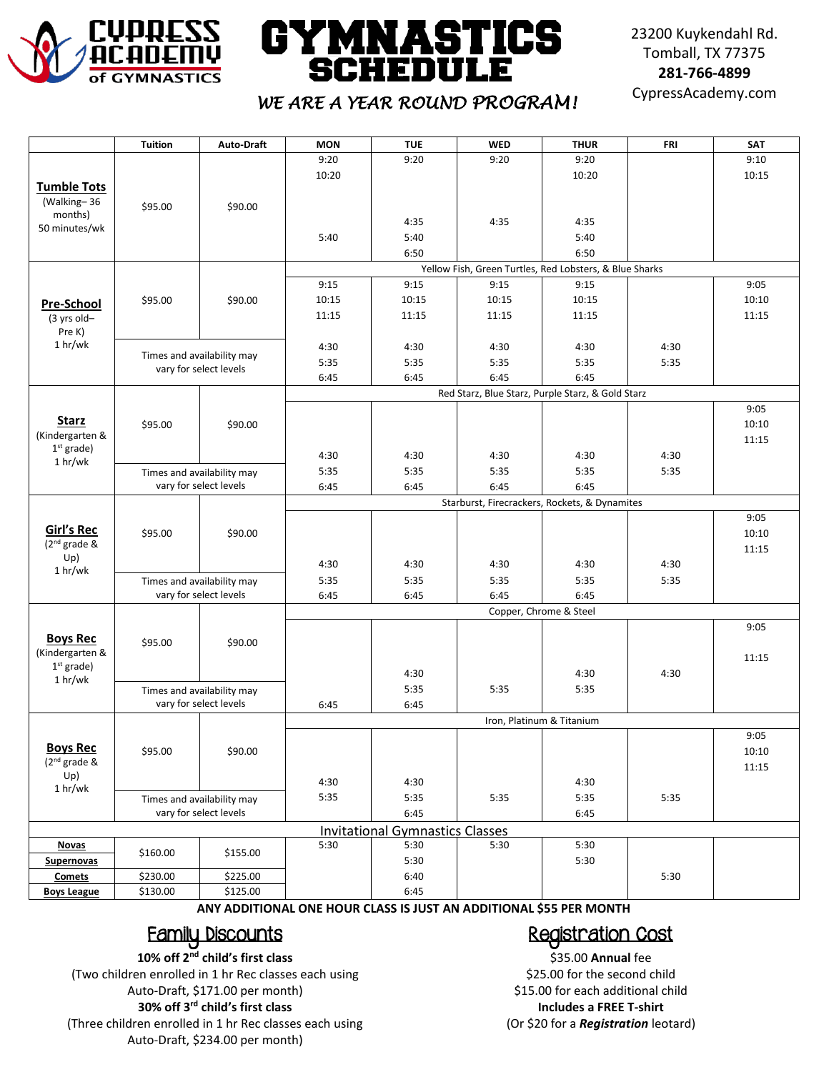# CYPRESS ACADEMY of GYMNASTICS

# GYMNASTICS SCHEDULE

*WE ARE A YEAR ROUND PROGRAM!*

23200 Kuykendahl Rd.
Tomball, TX 77375
**281-766-4899**
CypressAcademy.com

| | Tuition | Auto-Draft | MON | TUE | WED | THUR | FRI | SAT |
|---|---|---|---|---|---|---|---|---|
| **Tumble Tots** (Walking– 36 months) 50 minutes/wk | $95.00 | $90.00 | 9:20<br>10:20<br><br><br>5:40 | 9:20<br><br><br>4:35<br>5:40<br>6:50 | 9:20<br><br><br>4:35 | 9:20<br>10:20<br><br>4:35<br>5:40<br>6:50 | | 9:10<br>10:15 |
| **Pre-School** (3 yrs old– Pre K) 1 hr/wk | | | Yellow Fish, Green Turtles, Red Lobsters, & Blue Sharks | | | | | |
| | $95.00 | $90.00 | 9:15<br>10:15<br>11:15 | 9:15<br>10:15<br>11:15 | 9:15<br>10:15<br>11:15 | 9:15<br>10:15<br>11:15 | | 9:05<br>10:10<br>11:15 |
| | Times and availability may vary for select levels | | 4:30<br>5:35<br>6:45 | 4:30<br>5:35<br>6:45 | 4:30<br>5:35<br>6:45 | 4:30<br>5:35<br>6:45 | 4:30<br>5:35 | |
| **Starz** (Kindergarten & 1st grade) 1 hr/wk | | | Red Starz, Blue Starz, Purple Starz, & Gold Starz | | | | | |
| | $95.00 | $90.00 | | | | | | 9:05<br>10:10<br>11:15 |
| | Times and availability may vary for select levels | | 4:30<br>5:35<br>6:45 | 4:30<br>5:35<br>6:45 | 4:30<br>5:35<br>6:45 | 4:30<br>5:35<br>6:45 | 4:30<br>5:35 | |
| **Girl's Rec** (2nd grade & Up) 1 hr/wk | | | Starburst, Firecrackers, Rockets, & Dynamites | | | | | |
| | $95.00 | $90.00 | | | | | | 9:05<br>10:10<br>11:15 |
| | Times and availability may vary for select levels | | 4:30<br>5:35<br>6:45 | 4:30<br>5:35<br>6:45 | 4:30<br>5:35<br>6:45 | 4:30<br>5:35<br>6:45 | 4:30<br>5:35 | |
| **Boys Rec** (Kindergarten & 1st grade) 1 hr/wk | | | Copper, Chrome & Steel | | | | | |
| | $95.00 | $90.00 | | | | | | 9:05<br><br>11:15 |
| | Times and availability may vary for select levels | | 6:45 | 4:30<br>5:35<br>6:45 | 5:35 | 4:30<br>5:35 | 4:30 | |
| **Boys Rec** (2nd grade & Up) 1 hr/wk | | | Iron, Platinum & Titanium | | | | | |
| | $95.00 | $90.00 | | | | | | 9:05<br>10:10<br>11:15 |
| | Times and availability may vary for select levels | | 4:30<br>5:35 | 4:30<br>5:35<br>6:45 | 5:35 | 4:30<br>5:35<br>6:45 | 5:35 | |
| Invitational Gymnastics Classes | | | | | | | | |
| **Novas** | $160.00 | $155.00 | 5:30 | 5:30 | 5:30 | 5:30 | | |
| **Supernovas** | | | | 5:30 | | 5:30 | | |
| **Comets** | $230.00 | $225.00 | | 6:40 | | | 5:30 | |
| **Boys League** | $130.00 | $125.00 | | 6:45 | | | | |

**ANY ADDITIONAL ONE HOUR CLASS IS JUST AN ADDITIONAL $55 PER MONTH**

## Family Discounts

**10% off 2nd child's first class**
(Two children enrolled in 1 hr Rec classes each using Auto-Draft, $171.00 per month)

**30% off 3rd child's first class**
(Three children enrolled in 1 hr Rec classes each using Auto-Draft, $234.00 per month)

## Registration Cost

$35.00 **Annual** fee
$25.00 for the second child
$15.00 for each additional child
**Includes a FREE T-shirt**
(Or $20 for a ***Registration*** leotard)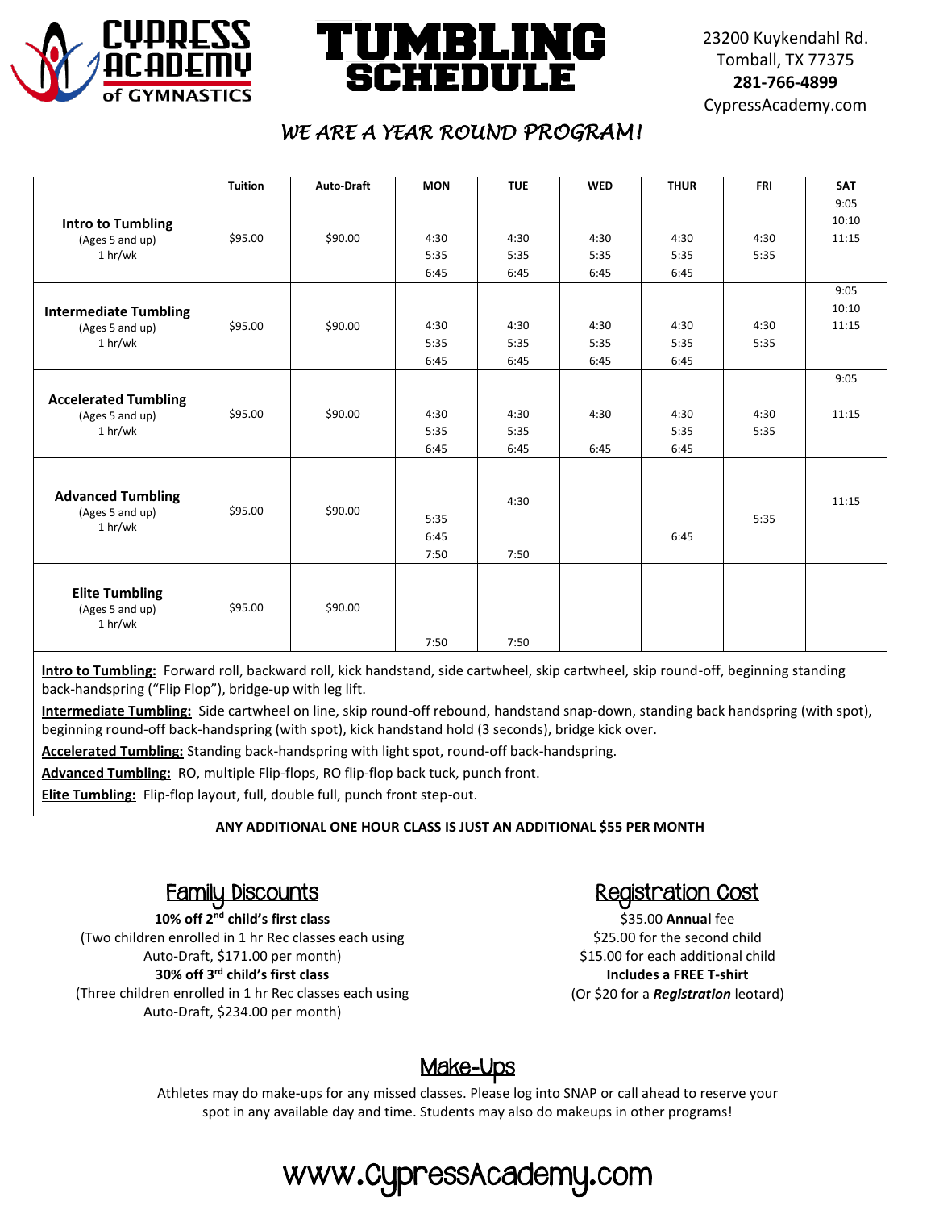# Cypress Academy of Gymnastics

# TUMBLING SCHEDULE

23200 Kuykendahl Rd.
Tomball, TX 77375
**281-766-4899**
CypressAcademy.com

## *WE ARE A YEAR ROUND PROGRAM!*

| | Tuition | Auto-Draft | MON | TUE | WED | THUR | FRI | SAT |
|---|---|---|---|---|---|---|---|---|
| **Intro to Tumbling** (Ages 5 and up) 1 hr/wk | $95.00 | $90.00 | 4:30 5:35 6:45 | 4:30 5:35 6:45 | 4:30 5:35 6:45 | 4:30 5:35 6:45 | 4:30 5:35 | 9:05 10:10 11:15 |
| **Intermediate Tumbling** (Ages 5 and up) 1 hr/wk | $95.00 | $90.00 | 4:30 5:35 6:45 | 4:30 5:35 6:45 | 4:30 5:35 6:45 | 4:30 5:35 6:45 | 4:30 5:35 | 9:05 10:10 11:15 |
| **Accelerated Tumbling** (Ages 5 and up) 1 hr/wk | $95.00 | $90.00 | 4:30 5:35 6:45 | 4:30 5:35 6:45 | 4:30 6:45 | 4:30 5:35 6:45 | 4:30 5:35 | 9:05 11:15 |
| **Advanced Tumbling** (Ages 5 and up) 1 hr/wk | $95.00 | $90.00 | 5:35 6:45 7:50 | 4:30 7:50 | | 6:45 | 5:35 | 11:15 |
| **Elite Tumbling** (Ages 5 and up) 1 hr/wk | $95.00 | $90.00 | 7:50 | 7:50 | | | | |

**Intro to Tumbling:** Forward roll, backward roll, kick handstand, side cartwheel, skip cartwheel, skip round-off, beginning standing back-handspring ("Flip Flop"), bridge-up with leg lift.

**Intermediate Tumbling:** Side cartwheel on line, skip round-off rebound, handstand snap-down, standing back handspring (with spot), beginning round-off back-handspring (with spot), kick handstand hold (3 seconds), bridge kick over.

**Accelerated Tumbling:** Standing back-handspring with light spot, round-off back-handspring.

**Advanced Tumbling:** RO, multiple Flip-flops, RO flip-flop back tuck, punch front.

**Elite Tumbling:** Flip-flop layout, full, double full, punch front step-out.

**ANY ADDITIONAL ONE HOUR CLASS IS JUST AN ADDITIONAL $55 PER MONTH**

## Family Discounts

**10% off 2nd child's first class**
(Two children enrolled in 1 hr Rec classes each using Auto-Draft, $171.00 per month)
**30% off 3rd child's first class**
(Three children enrolled in 1 hr Rec classes each using Auto-Draft, $234.00 per month)

## Registration Cost

$35.00 **Annual** fee
$25.00 for the second child
$15.00 for each additional child
**Includes a FREE T-shirt**
(Or $20 for a ***Registration*** leotard)

## Make-Ups

Athletes may do make-ups for any missed classes. Please log into SNAP or call ahead to reserve your spot in any available day and time. Students may also do makeups in other programs!

www.CypressAcademy.com